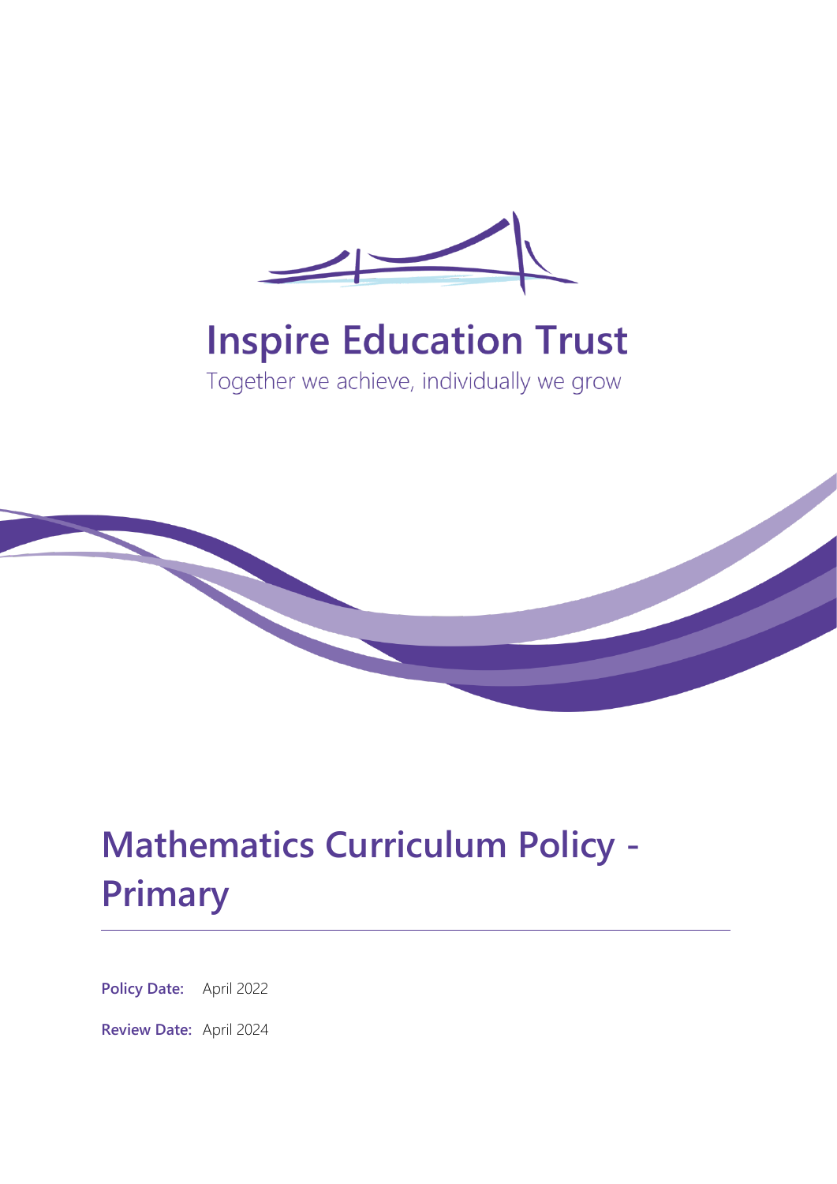Inspire Education Trust

Together we achieve, individually we grow

# Mathematics Curriculum Policy - Primary

**Policy Date:** April 2022

**Review Date:** April 2024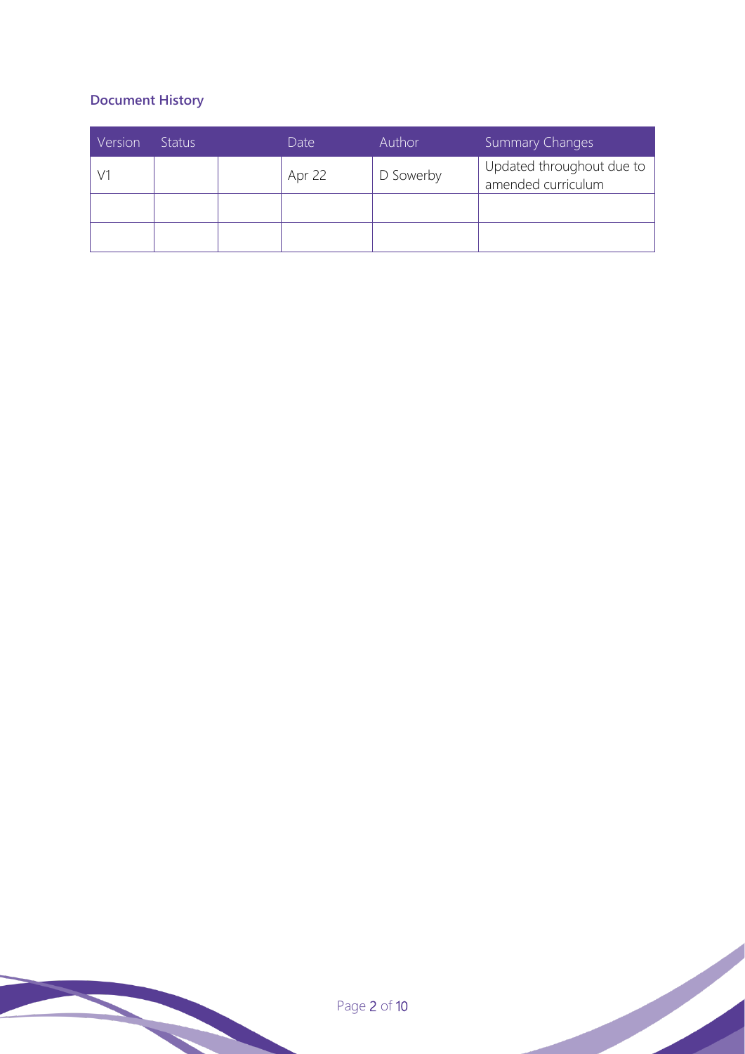## Document History

| Version | Status | | Date | Author | Summary Changes |
|---|---|---|---|---|---|
| V1 | | | Apr 22 | D Sowerby | Updated throughout due to amended curriculum |
| | | | | | |
| | | | | | |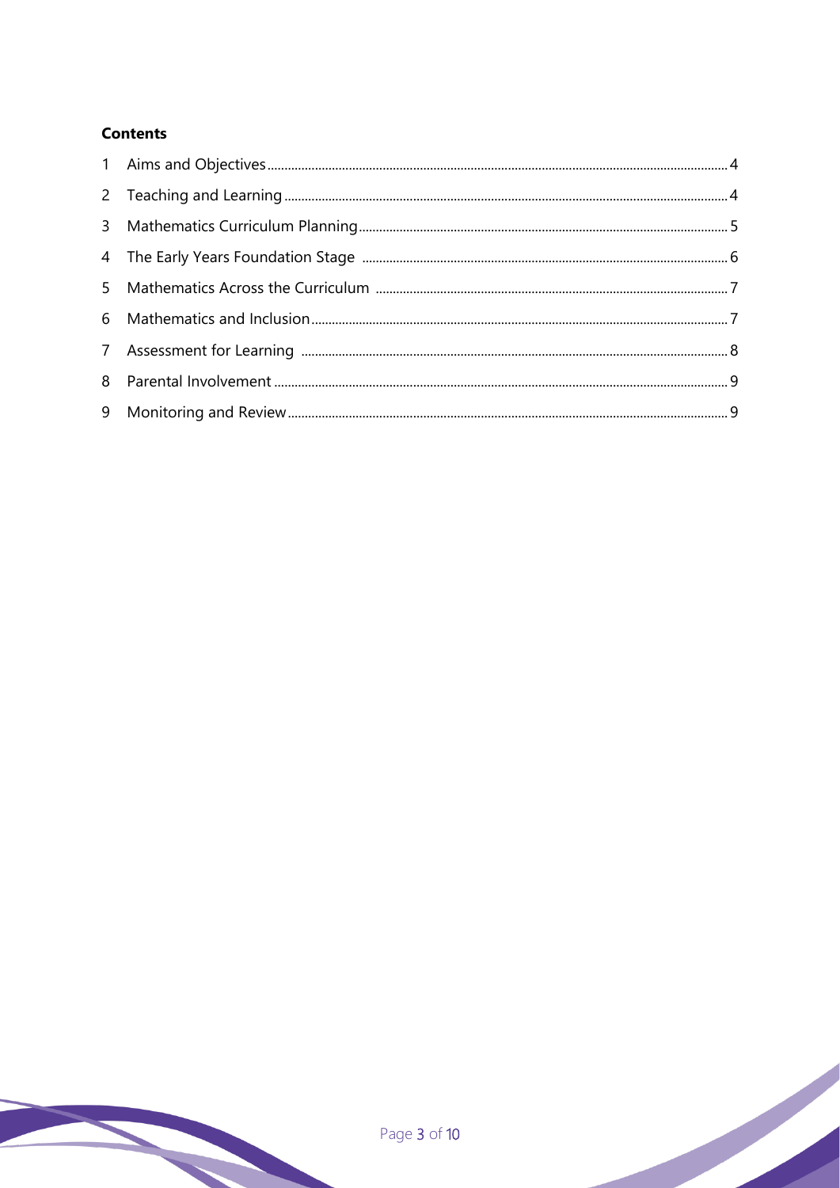**Contents**

1 Aims and Objectives ..... 4
2 Teaching and Learning ..... 4
3 Mathematics Curriculum Planning ..... 5
4 The Early Years Foundation Stage ..... 6
5 Mathematics Across the Curriculum ..... 7
6 Mathematics and Inclusion ..... 7
7 Assessment for Learning ..... 8
8 Parental Involvement ..... 9
9 Monitoring and Review ..... 9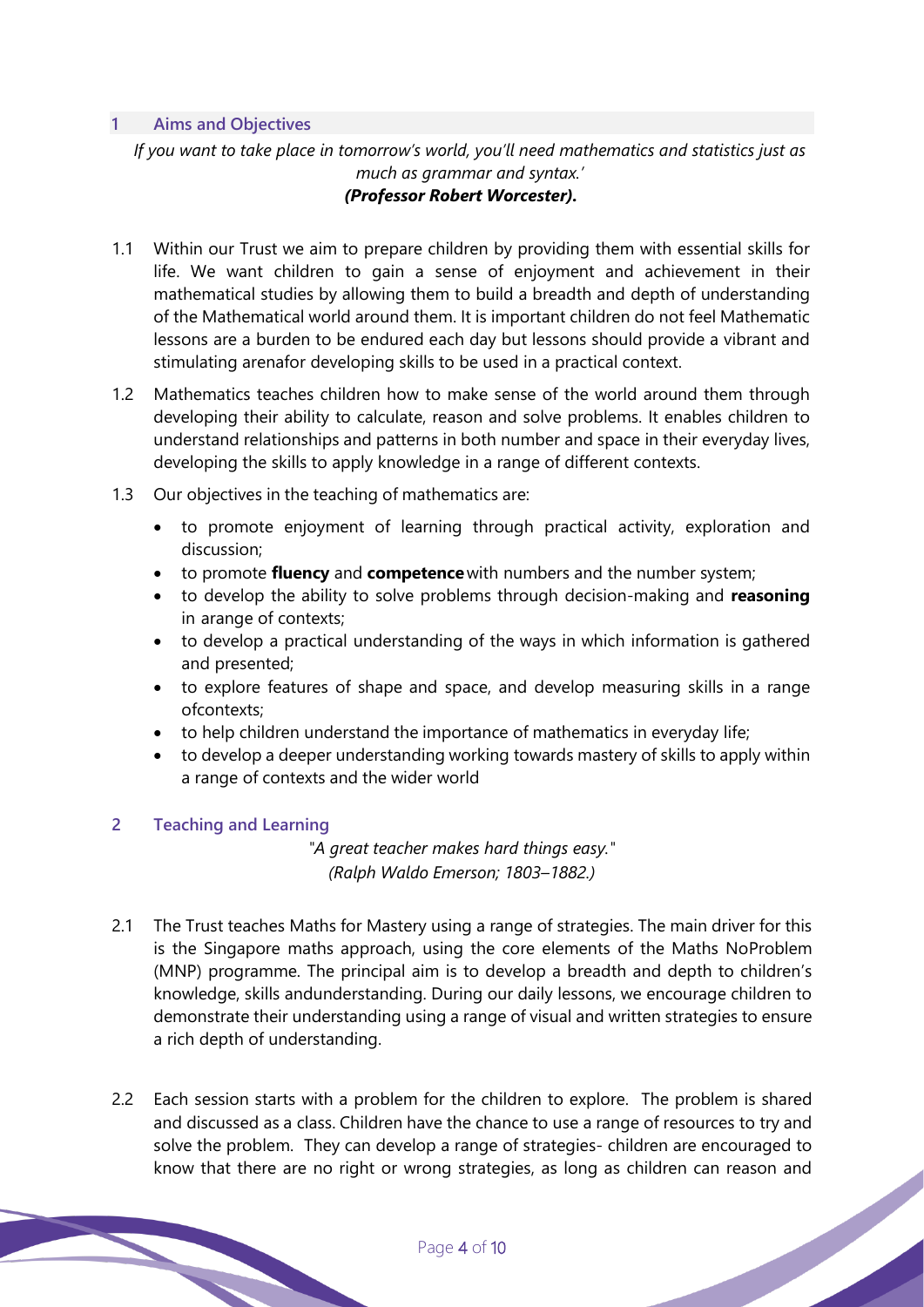## 1 Aims and Objectives

*If you want to take place in tomorrow's world, you'll need mathematics and statistics just as much as grammar and syntax.'*
***(Professor Robert Worcester).***

1.1 Within our Trust we aim to prepare children by providing them with essential skills for life. We want children to gain a sense of enjoyment and achievement in their mathematical studies by allowing them to build a breadth and depth of understanding of the Mathematical world around them. It is important children do not feel Mathematic lessons are a burden to be endured each day but lessons should provide a vibrant and stimulating arenafor developing skills to be used in a practical context.

1.2 Mathematics teaches children how to make sense of the world around them through developing their ability to calculate, reason and solve problems. It enables children to understand relationships and patterns in both number and space in their everyday lives, developing the skills to apply knowledge in a range of different contexts.

1.3 Our objectives in the teaching of mathematics are:

- to promote enjoyment of learning through practical activity, exploration and discussion;
- to promote **fluency** and **competence** with numbers and the number system;
- to develop the ability to solve problems through decision-making and **reasoning** in arange of contexts;
- to develop a practical understanding of the ways in which information is gathered and presented;
- to explore features of shape and space, and develop measuring skills in a range ofcontexts;
- to help children understand the importance of mathematics in everyday life;
- to develop a deeper understanding working towards mastery of skills to apply within a range of contexts and the wider world

## 2 Teaching and Learning

*"A great teacher makes hard things easy."*
*(Ralph Waldo Emerson; 1803–1882.)*

2.1 The Trust teaches Maths for Mastery using a range of strategies. The main driver for this is the Singapore maths approach, using the core elements of the Maths NoProblem (MNP) programme. The principal aim is to develop a breadth and depth to children's knowledge, skills andunderstanding. During our daily lessons, we encourage children to demonstrate their understanding using a range of visual and written strategies to ensure a rich depth of understanding.

2.2 Each session starts with a problem for the children to explore. The problem is shared and discussed as a class. Children have the chance to use a range of resources to try and solve the problem. They can develop a range of strategies- children are encouraged to know that there are no right or wrong strategies, as long as children can reason and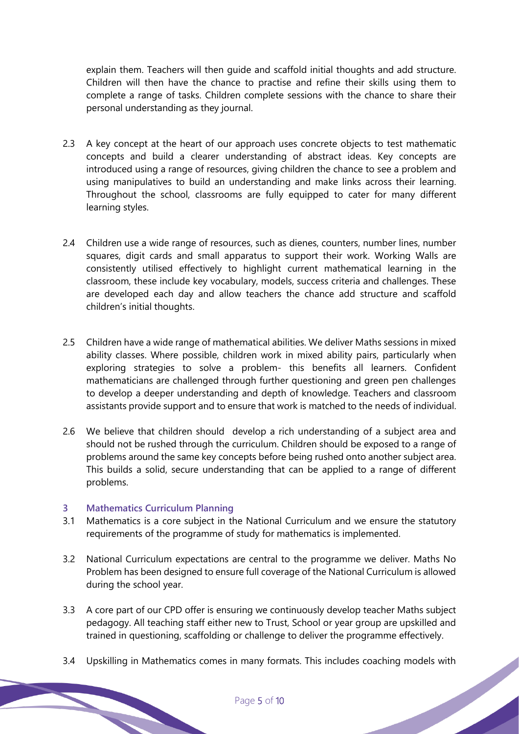explain them. Teachers will then guide and scaffold initial thoughts and add structure. Children will then have the chance to practise and refine their skills using them to complete a range of tasks. Children complete sessions with the chance to share their personal understanding as they journal.

2.3 A key concept at the heart of our approach uses concrete objects to test mathematic concepts and build a clearer understanding of abstract ideas. Key concepts are introduced using a range of resources, giving children the chance to see a problem and using manipulatives to build an understanding and make links across their learning. Throughout the school, classrooms are fully equipped to cater for many different learning styles.

2.4 Children use a wide range of resources, such as dienes, counters, number lines, number squares, digit cards and small apparatus to support their work. Working Walls are consistently utilised effectively to highlight current mathematical learning in the classroom, these include key vocabulary, models, success criteria and challenges. These are developed each day and allow teachers the chance add structure and scaffold children's initial thoughts.

2.5 Children have a wide range of mathematical abilities. We deliver Maths sessions in mixed ability classes. Where possible, children work in mixed ability pairs, particularly when exploring strategies to solve a problem- this benefits all learners. Confident mathematicians are challenged through further questioning and green pen challenges to develop a deeper understanding and depth of knowledge. Teachers and classroom assistants provide support and to ensure that work is matched to the needs of individual.

2.6 We believe that children should develop a rich understanding of a subject area and should not be rushed through the curriculum. Children should be exposed to a range of problems around the same key concepts before being rushed onto another subject area. This builds a solid, secure understanding that can be applied to a range of different problems.

## 3 Mathematics Curriculum Planning

3.1 Mathematics is a core subject in the National Curriculum and we ensure the statutory requirements of the programme of study for mathematics is implemented.

3.2 National Curriculum expectations are central to the programme we deliver. Maths No Problem has been designed to ensure full coverage of the National Curriculum is allowed during the school year.

3.3 A core part of our CPD offer is ensuring we continuously develop teacher Maths subject pedagogy. All teaching staff either new to Trust, School or year group are upskilled and trained in questioning, scaffolding or challenge to deliver the programme effectively.

3.4 Upskilling in Mathematics comes in many formats. This includes coaching models with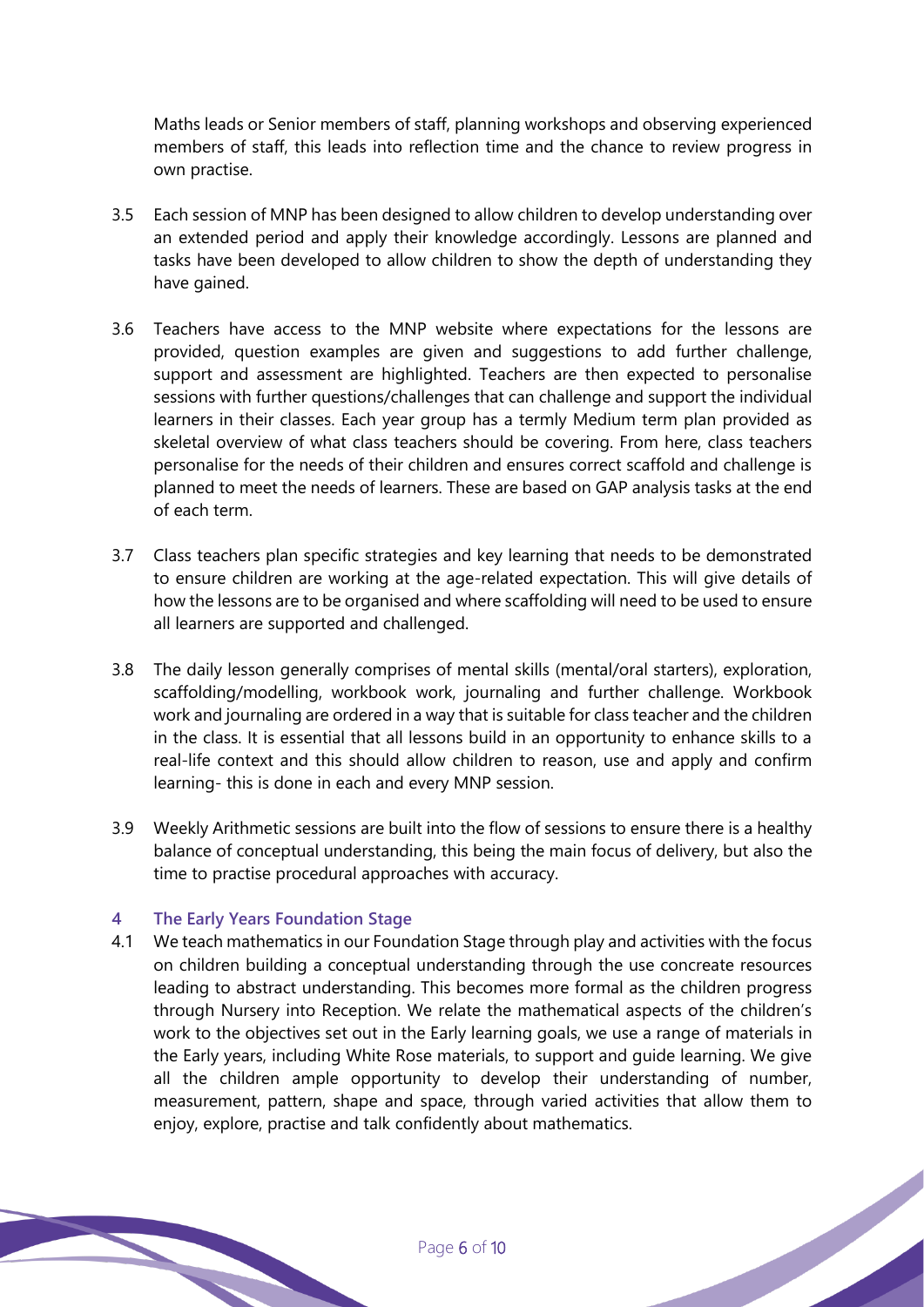Maths leads or Senior members of staff, planning workshops and observing experienced members of staff, this leads into reflection time and the chance to review progress in own practise.

3.5 Each session of MNP has been designed to allow children to develop understanding over an extended period and apply their knowledge accordingly. Lessons are planned and tasks have been developed to allow children to show the depth of understanding they have gained.

3.6 Teachers have access to the MNP website where expectations for the lessons are provided, question examples are given and suggestions to add further challenge, support and assessment are highlighted. Teachers are then expected to personalise sessions with further questions/challenges that can challenge and support the individual learners in their classes. Each year group has a termly Medium term plan provided as skeletal overview of what class teachers should be covering. From here, class teachers personalise for the needs of their children and ensures correct scaffold and challenge is planned to meet the needs of learners. These are based on GAP analysis tasks at the end of each term.

3.7 Class teachers plan specific strategies and key learning that needs to be demonstrated to ensure children are working at the age-related expectation. This will give details of how the lessons are to be organised and where scaffolding will need to be used to ensure all learners are supported and challenged.

3.8 The daily lesson generally comprises of mental skills (mental/oral starters), exploration, scaffolding/modelling, workbook work, journaling and further challenge. Workbook work and journaling are ordered in a way that is suitable for class teacher and the children in the class. It is essential that all lessons build in an opportunity to enhance skills to a real-life context and this should allow children to reason, use and apply and confirm learning- this is done in each and every MNP session.

3.9 Weekly Arithmetic sessions are built into the flow of sessions to ensure there is a healthy balance of conceptual understanding, this being the main focus of delivery, but also the time to practise procedural approaches with accuracy.

## 4 The Early Years Foundation Stage

4.1 We teach mathematics in our Foundation Stage through play and activities with the focus on children building a conceptual understanding through the use concreate resources leading to abstract understanding. This becomes more formal as the children progress through Nursery into Reception. We relate the mathematical aspects of the children's work to the objectives set out in the Early learning goals, we use a range of materials in the Early years, including White Rose materials, to support and guide learning. We give all the children ample opportunity to develop their understanding of number, measurement, pattern, shape and space, through varied activities that allow them to enjoy, explore, practise and talk confidently about mathematics.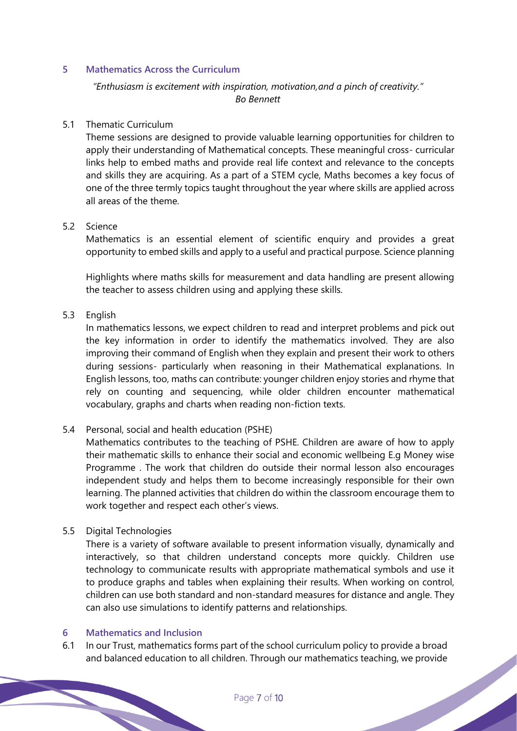## 5 Mathematics Across the Curriculum

*"Enthusiasm is excitement with inspiration, motivation,and a pinch of creativity."*
*Bo Bennett*

### 5.1 Thematic Curriculum

Theme sessions are designed to provide valuable learning opportunities for children to apply their understanding of Mathematical concepts. These meaningful cross- curricular links help to embed maths and provide real life context and relevance to the concepts and skills they are acquiring. As a part of a STEM cycle, Maths becomes a key focus of one of the three termly topics taught throughout the year where skills are applied across all areas of the theme.

### 5.2 Science

Mathematics is an essential element of scientific enquiry and provides a great opportunity to embed skills and apply to a useful and practical purpose. Science planning

Highlights where maths skills for measurement and data handling are present allowing the teacher to assess children using and applying these skills.

### 5.3 English

In mathematics lessons, we expect children to read and interpret problems and pick out the key information in order to identify the mathematics involved. They are also improving their command of English when they explain and present their work to others during sessions- particularly when reasoning in their Mathematical explanations. In English lessons, too, maths can contribute: younger children enjoy stories and rhyme that rely on counting and sequencing, while older children encounter mathematical vocabulary, graphs and charts when reading non-fiction texts.

### 5.4 Personal, social and health education (PSHE)

Mathematics contributes to the teaching of PSHE. Children are aware of how to apply their mathematic skills to enhance their social and economic wellbeing E.g Money wise Programme . The work that children do outside their normal lesson also encourages independent study and helps them to become increasingly responsible for their own learning. The planned activities that children do within the classroom encourage them to work together and respect each other's views.

### 5.5 Digital Technologies

There is a variety of software available to present information visually, dynamically and interactively, so that children understand concepts more quickly. Children use technology to communicate results with appropriate mathematical symbols and use it to produce graphs and tables when explaining their results. When working on control, children can use both standard and non-standard measures for distance and angle. They can also use simulations to identify patterns and relationships.

## 6 Mathematics and Inclusion

6.1 In our Trust, mathematics forms part of the school curriculum policy to provide a broad and balanced education to all children. Through our mathematics teaching, we provide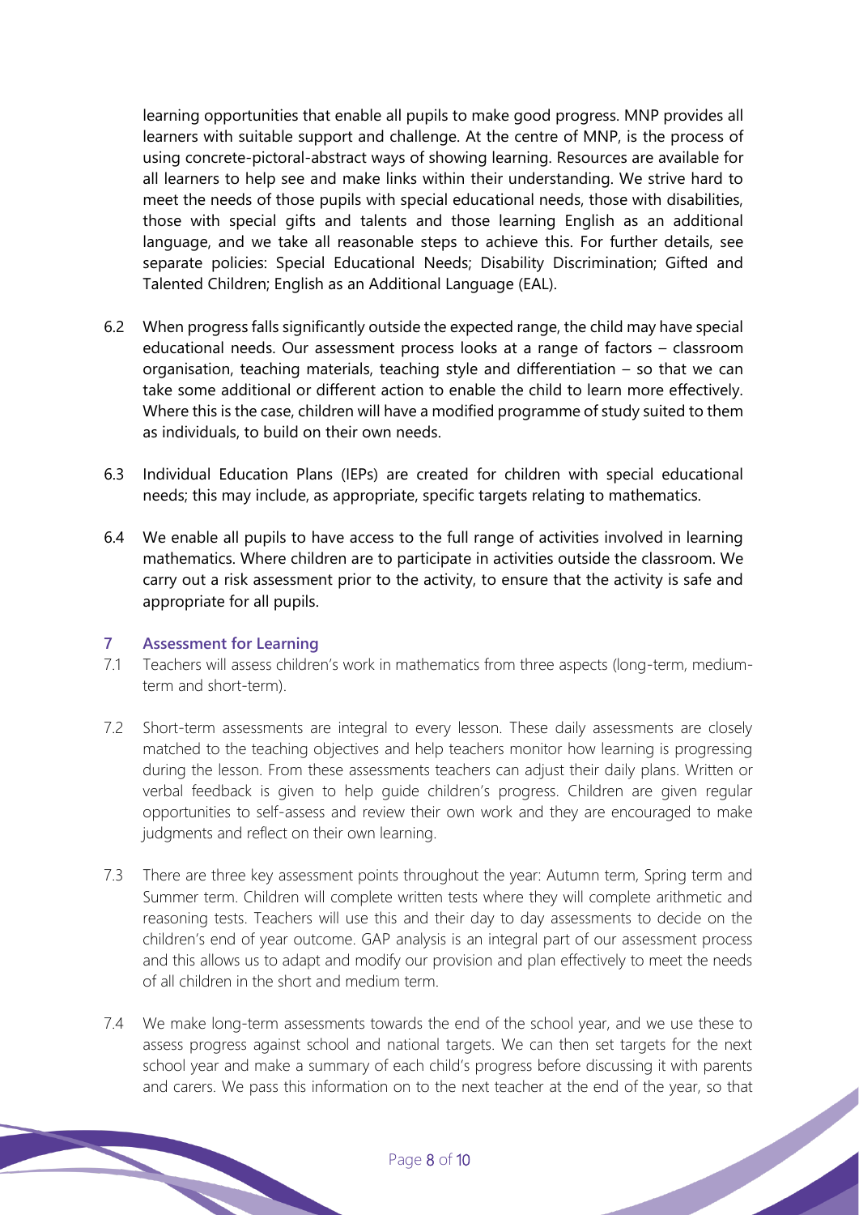learning opportunities that enable all pupils to make good progress. MNP provides all learners with suitable support and challenge. At the centre of MNP, is the process of using concrete-pictoral-abstract ways of showing learning. Resources are available for all learners to help see and make links within their understanding. We strive hard to meet the needs of those pupils with special educational needs, those with disabilities, those with special gifts and talents and those learning English as an additional language, and we take all reasonable steps to achieve this. For further details, see separate policies: Special Educational Needs; Disability Discrimination; Gifted and Talented Children; English as an Additional Language (EAL).

6.2 When progress falls significantly outside the expected range, the child may have special educational needs. Our assessment process looks at a range of factors – classroom organisation, teaching materials, teaching style and differentiation – so that we can take some additional or different action to enable the child to learn more effectively. Where this is the case, children will have a modified programme of study suited to them as individuals, to build on their own needs.

6.3 Individual Education Plans (IEPs) are created for children with special educational needs; this may include, as appropriate, specific targets relating to mathematics.

6.4 We enable all pupils to have access to the full range of activities involved in learning mathematics. Where children are to participate in activities outside the classroom. We carry out a risk assessment prior to the activity, to ensure that the activity is safe and appropriate for all pupils.

## 7 Assessment for Learning

7.1 Teachers will assess children's work in mathematics from three aspects (long-term, medium-term and short-term).

7.2 Short-term assessments are integral to every lesson. These daily assessments are closely matched to the teaching objectives and help teachers monitor how learning is progressing during the lesson. From these assessments teachers can adjust their daily plans. Written or verbal feedback is given to help guide children's progress. Children are given regular opportunities to self-assess and review their own work and they are encouraged to make judgments and reflect on their own learning.

7.3 There are three key assessment points throughout the year: Autumn term, Spring term and Summer term. Children will complete written tests where they will complete arithmetic and reasoning tests. Teachers will use this and their day to day assessments to decide on the children's end of year outcome. GAP analysis is an integral part of our assessment process and this allows us to adapt and modify our provision and plan effectively to meet the needs of all children in the short and medium term.

7.4 We make long-term assessments towards the end of the school year, and we use these to assess progress against school and national targets. We can then set targets for the next school year and make a summary of each child's progress before discussing it with parents and carers. We pass this information on to the next teacher at the end of the year, so that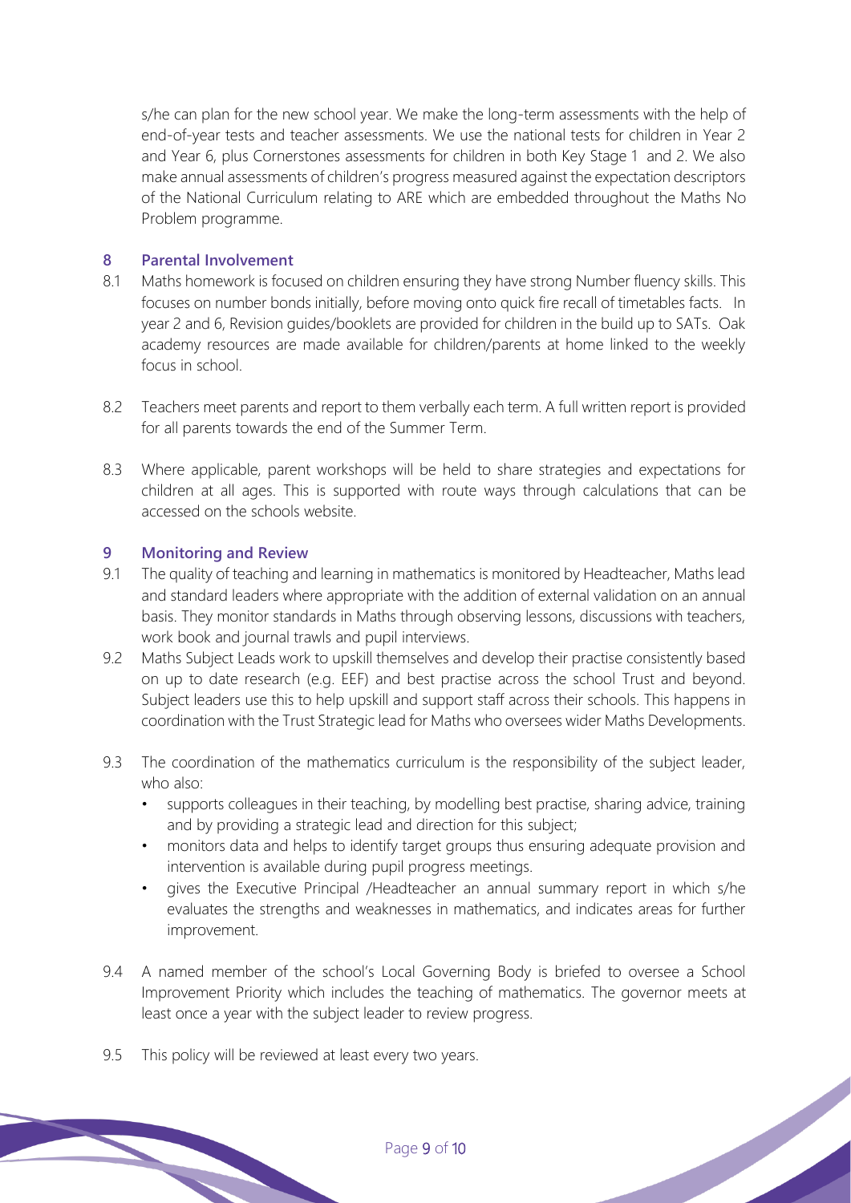s/he can plan for the new school year. We make the long-term assessments with the help of end-of-year tests and teacher assessments. We use the national tests for children in Year 2 and Year 6, plus Cornerstones assessments for children in both Key Stage 1 and 2. We also make annual assessments of children's progress measured against the expectation descriptors of the National Curriculum relating to ARE which are embedded throughout the Maths No Problem programme.

## 8 Parental Involvement

8.1 Maths homework is focused on children ensuring they have strong Number fluency skills. This focuses on number bonds initially, before moving onto quick fire recall of timetables facts. In year 2 and 6, Revision guides/booklets are provided for children in the build up to SATs. Oak academy resources are made available for children/parents at home linked to the weekly focus in school.

8.2 Teachers meet parents and report to them verbally each term. A full written report is provided for all parents towards the end of the Summer Term.

8.3 Where applicable, parent workshops will be held to share strategies and expectations for children at all ages. This is supported with route ways through calculations that can be accessed on the schools website.

## 9 Monitoring and Review

9.1 The quality of teaching and learning in mathematics is monitored by Headteacher, Maths lead and standard leaders where appropriate with the addition of external validation on an annual basis. They monitor standards in Maths through observing lessons, discussions with teachers, work book and journal trawls and pupil interviews.

9.2 Maths Subject Leads work to upskill themselves and develop their practise consistently based on up to date research (e.g. EEF) and best practise across the school Trust and beyond. Subject leaders use this to help upskill and support staff across their schools. This happens in coordination with the Trust Strategic lead for Maths who oversees wider Maths Developments.

9.3 The coordination of the mathematics curriculum is the responsibility of the subject leader, who also:

- supports colleagues in their teaching, by modelling best practise, sharing advice, training and by providing a strategic lead and direction for this subject;
- monitors data and helps to identify target groups thus ensuring adequate provision and intervention is available during pupil progress meetings.
- gives the Executive Principal /Headteacher an annual summary report in which s/he evaluates the strengths and weaknesses in mathematics, and indicates areas for further improvement.

9.4 A named member of the school's Local Governing Body is briefed to oversee a School Improvement Priority which includes the teaching of mathematics. The governor meets at least once a year with the subject leader to review progress.

9.5 This policy will be reviewed at least every two years.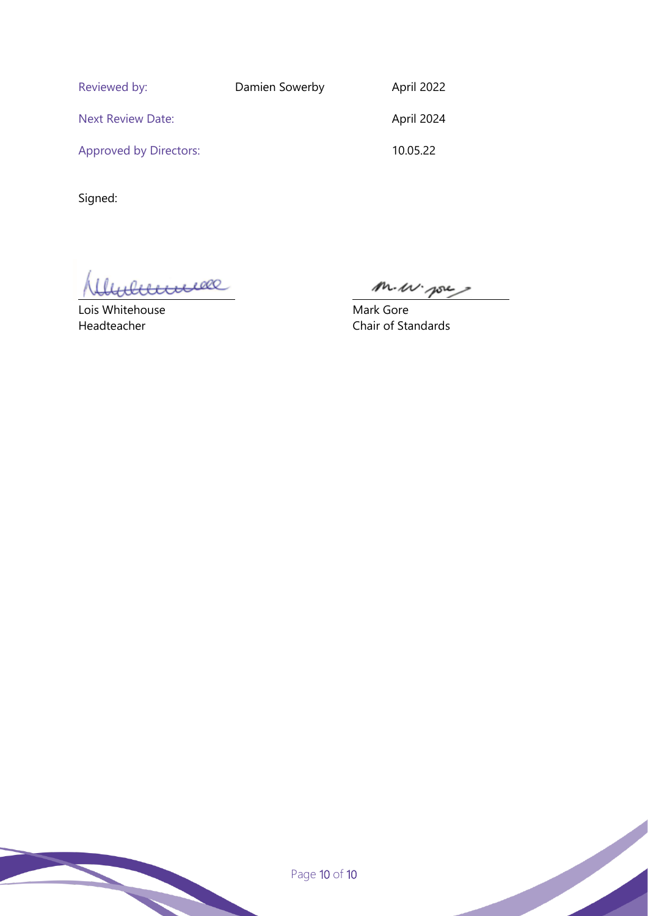| | | |
|---|---|---|
| Reviewed by: | Damien Sowerby | April 2022 |
| Next Review Date: | | April 2024 |
| Approved by Directors: | | 10.05.22 |

Signed:

Lois Whitehouse
Headteacher

Mark Gore
Chair of Standards